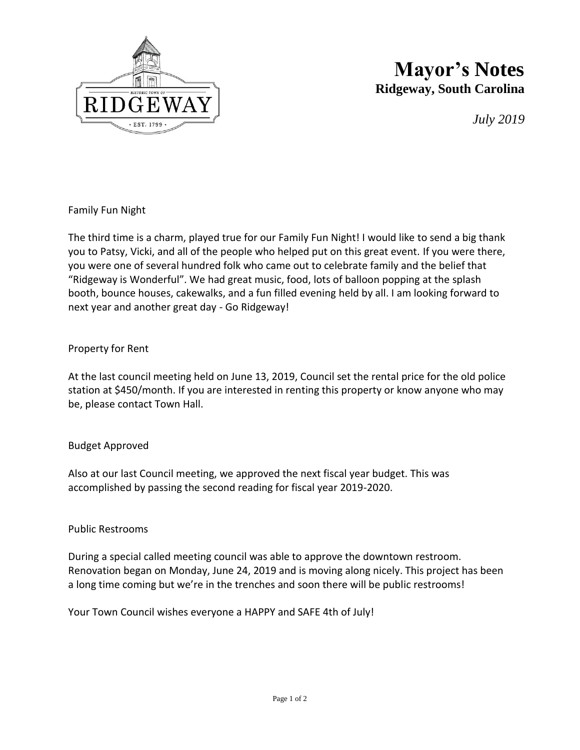# Mayor's Notes

**Ridgeway, South Carolina**

*July 2019*

## Family Fun Night

The third time is a charm, played true for our Family Fun Night! I would like to send a big thank you to Patsy, Vicki, and all of the people who helped put on this great event. If you were there, you were one of several hundred folk who came out to celebrate family and the belief that "Ridgeway is Wonderful". We had great music, food, lots of balloon popping at the splash booth, bounce houses, cakewalks, and a fun filled evening held by all. I am looking forward to next year and another great day - Go Ridgeway!

## Property for Rent

At the last council meeting held on June 13, 2019, Council set the rental price for the old police station at $450/month. If you are interested in renting this property or know anyone who may be, please contact Town Hall.

## Budget Approved

Also at our last Council meeting, we approved the next fiscal year budget. This was accomplished by passing the second reading for fiscal year 2019-2020.

## Public Restrooms

During a special called meeting council was able to approve the downtown restroom. Renovation began on Monday, June 24, 2019 and is moving along nicely. This project has been a long time coming but we're in the trenches and soon there will be public restrooms!

Your Town Council wishes everyone a HAPPY and SAFE 4th of July!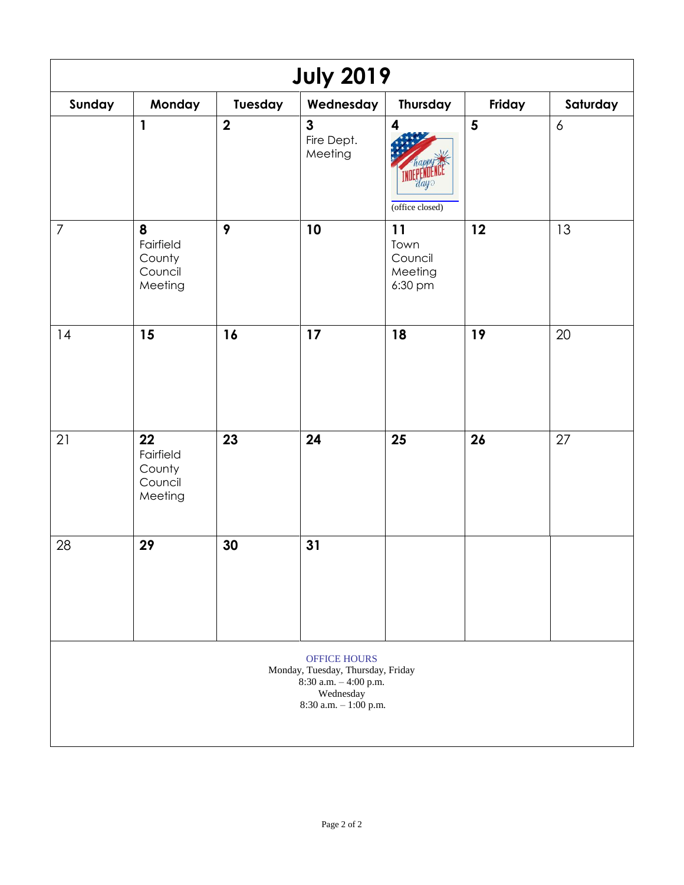# July 2019

| Sunday | Monday | Tuesday | Wednesday | Thursday | Friday | Saturday |
|---|---|---|---|---|---|---|
| | **1** | **2** | **3** Fire Dept. Meeting | **4** happy INDEPENDENCE day (office closed) | **5** | 6 |
| 7 | **8** Fairfield County Council Meeting | **9** | **10** | **11** Town Council Meeting 6:30 pm | **12** | 13 |
| 14 | **15** | **16** | **17** | **18** | **19** | 20 |
| 21 | **22** Fairfield County Council Meeting | **23** | **24** | **25** | **26** | 27 |
| 28 | **29** | **30** | **31** | | | |

OFFICE HOURS
Monday, Tuesday, Thursday, Friday
8:30 a.m. – 4:00 p.m.
Wednesday
8:30 a.m. – 1:00 p.m.